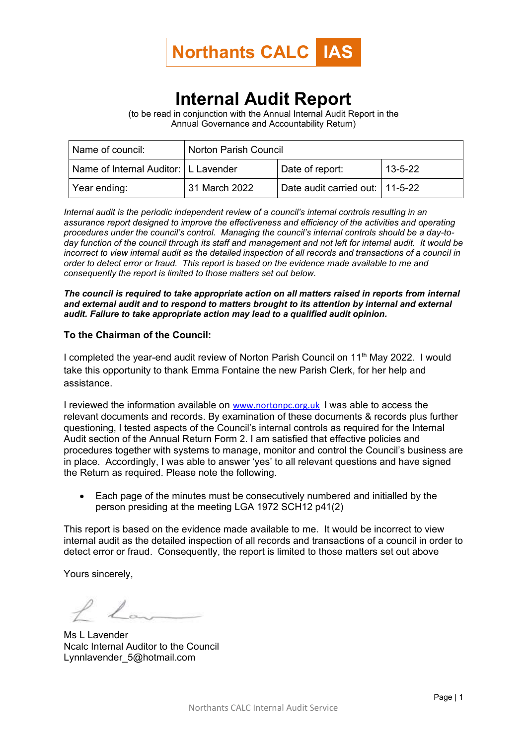Northants CALC IAS

# Internal Audit Report

(to be read in conjunction with the Annual Internal Audit Report in the Annual Governance and Accountability Return)

| Name of council: | Norton Parish Council | | |
|---|---|---|---|
| Name of Internal Auditor: | L Lavender | Date of report: | 13-5-22 |
| Year ending: | 31 March 2022 | Date audit carried out: | 11-5-22 |

*Internal audit is the periodic independent review of a council's internal controls resulting in an assurance report designed to improve the effectiveness and efficiency of the activities and operating procedures under the council's control. Managing the council's internal controls should be a day-to-day function of the council through its staff and management and not left for internal audit. It would be incorrect to view internal audit as the detailed inspection of all records and transactions of a council in order to detect error or fraud. This report is based on the evidence made available to me and consequently the report is limited to those matters set out below.*

***The council is required to take appropriate action on all matters raised in reports from internal and external audit and to respond to matters brought to its attention by internal and external audit. Failure to take appropriate action may lead to a qualified audit opinion.***

**To the Chairman of the Council:**

I completed the year-end audit review of Norton Parish Council on 11th May 2022. I would take this opportunity to thank Emma Fontaine the new Parish Clerk, for her help and assistance.

I reviewed the information available on www.nortonpc.org.uk I was able to access the relevant documents and records. By examination of these documents & records plus further questioning, I tested aspects of the Council's internal controls as required for the Internal Audit section of the Annual Return Form 2. I am satisfied that effective policies and procedures together with systems to manage, monitor and control the Council's business are in place. Accordingly, I was able to answer 'yes' to all relevant questions and have signed the Return as required. Please note the following.

- Each page of the minutes must be consecutively numbered and initialled by the person presiding at the meeting LGA 1972 SCH12 p41(2)

This report is based on the evidence made available to me. It would be incorrect to view internal audit as the detailed inspection of all records and transactions of a council in order to detect error or fraud. Consequently, the report is limited to those matters set out above

Yours sincerely,

Ms L Lavender
Ncalc Internal Auditor to the Council
Lynnlavender_5@hotmail.com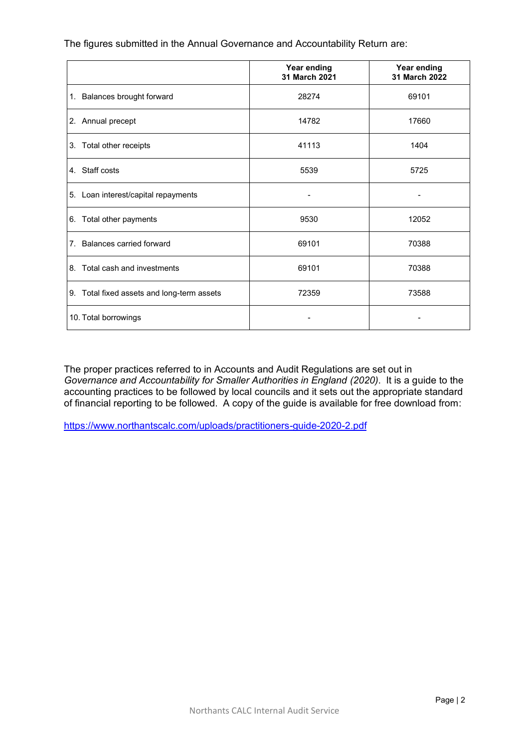The figures submitted in the Annual Governance and Accountability Return are:

| | Year ending 31 March 2021 | Year ending 31 March 2022 |
|---|---|---|
| 1. Balances brought forward | 28274 | 69101 |
| 2. Annual precept | 14782 | 17660 |
| 3. Total other receipts | 41113 | 1404 |
| 4. Staff costs | 5539 | 5725 |
| 5. Loan interest/capital repayments | - | - |
| 6. Total other payments | 9530 | 12052 |
| 7. Balances carried forward | 69101 | 70388 |
| 8. Total cash and investments | 69101 | 70388 |
| 9. Total fixed assets and long-term assets | 72359 | 73588 |
| 10. Total borrowings | - | - |

The proper practices referred to in Accounts and Audit Regulations are set out in *Governance and Accountability for Smaller Authorities in England (2020)*. It is a guide to the accounting practices to be followed by local councils and it sets out the appropriate standard of financial reporting to be followed. A copy of the guide is available for free download from:

https://www.northantscalc.com/uploads/practitioners-guide-2020-2.pdf